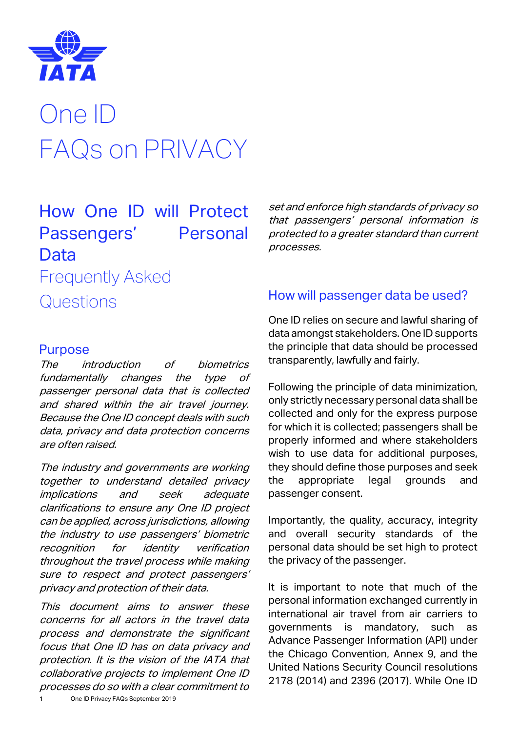# One ID FAQs on PRIVACY

## How One ID will Protect Passengers' Personal Data

### Frequently Asked Questions

### Purpose

*The introduction of biometrics fundamentally changes the type of passenger personal data that is collected and shared within the air travel journey. Because the One ID concept deals with such data, privacy and data protection concerns are often raised.*

*The industry and governments are working together to understand detailed privacy implications and seek adequate clarifications to ensure any One ID project can be applied, across jurisdictions, allowing the industry to use passengers' biometric recognition for identity verification throughout the travel process while making sure to respect and protect passengers' privacy and protection of their data.*

*This document aims to answer these concerns for all actors in the travel data process and demonstrate the significant focus that One ID has on data privacy and protection. It is the vision of the IATA that collaborative projects to implement One ID processes do so with a clear commitment to set and enforce high standards of privacy so that passengers' personal information is protected to a greater standard than current processes.*

### How will passenger data be used?

One ID relies on secure and lawful sharing of data amongst stakeholders. One ID supports the principle that data should be processed transparently, lawfully and fairly.

Following the principle of data minimization, only strictly necessary personal data shall be collected and only for the express purpose for which it is collected; passengers shall be properly informed and where stakeholders wish to use data for additional purposes, they should define those purposes and seek the appropriate legal grounds and passenger consent.

Importantly, the quality, accuracy, integrity and overall security standards of the personal data should be set high to protect the privacy of the passenger.

It is important to note that much of the personal information exchanged currently in international air travel from air carriers to governments is mandatory, such as Advance Passenger Information (API) under the Chicago Convention, Annex 9, and the United Nations Security Council resolutions 2178 (2014) and 2396 (2017). While One ID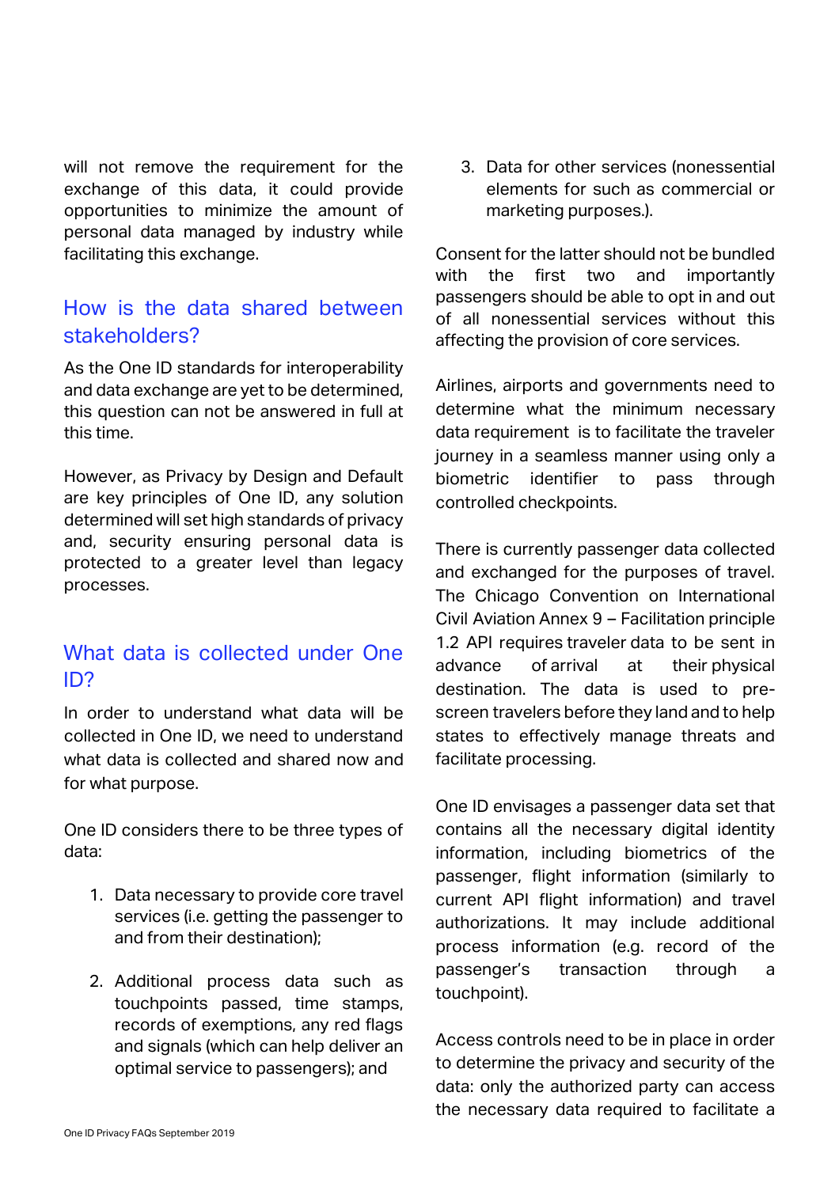will not remove the requirement for the exchange of this data, it could provide opportunities to minimize the amount of personal data managed by industry while facilitating this exchange.

## How is the data shared between stakeholders?

As the One ID standards for interoperability and data exchange are yet to be determined, this question can not be answered in full at this time.

However, as Privacy by Design and Default are key principles of One ID, any solution determined will set high standards of privacy and, security ensuring personal data is protected to a greater level than legacy processes.

## What data is collected under One ID?

In order to understand what data will be collected in One ID, we need to understand what data is collected and shared now and for what purpose.

One ID considers there to be three types of data:

1. Data necessary to provide core travel services (i.e. getting the passenger to and from their destination);
2. Additional process data such as touchpoints passed, time stamps, records of exemptions, any red flags and signals (which can help deliver an optimal service to passengers); and
3. Data for other services (nonessential elements for such as commercial or marketing purposes.).

Consent for the latter should not be bundled with the first two and importantly passengers should be able to opt in and out of all nonessential services without this affecting the provision of core services.

Airlines, airports and governments need to determine what the minimum necessary data requirement is to facilitate the traveler journey in a seamless manner using only a biometric identifier to pass through controlled checkpoints.

There is currently passenger data collected and exchanged for the purposes of travel. The Chicago Convention on International Civil Aviation Annex 9 – Facilitation principle 1.2 API requires traveler data to be sent in advance of arrival at their physical destination. The data is used to pre-screen travelers before they land and to help states to effectively manage threats and facilitate processing.

One ID envisages a passenger data set that contains all the necessary digital identity information, including biometrics of the passenger, flight information (similarly to current API flight information) and travel authorizations. It may include additional process information (e.g. record of the passenger's transaction through a touchpoint).

Access controls need to be in place in order to determine the privacy and security of the data: only the authorized party can access the necessary data required to facilitate a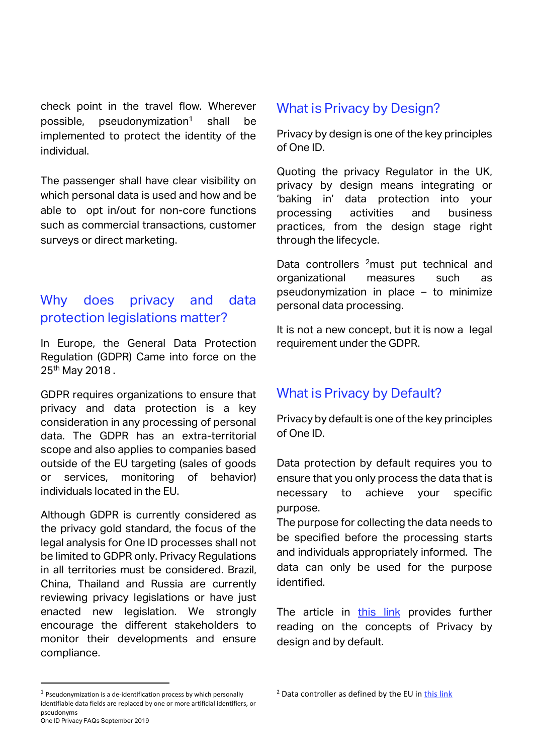check point in the travel flow. Wherever possible, pseudonymization[1] shall be implemented to protect the identity of the individual.

The passenger shall have clear visibility on which personal data is used and how and be able to opt in/out for non-core functions such as commercial transactions, customer surveys or direct marketing.

## Why does privacy and data protection legislations matter?

In Europe, the General Data Protection Regulation (GDPR) Came into force on the 25th May 2018 .

GDPR requires organizations to ensure that privacy and data protection is a key consideration in any processing of personal data. The GDPR has an extra-territorial scope and also applies to companies based outside of the EU targeting (sales of goods or services, monitoring of behavior) individuals located in the EU.

Although GDPR is currently considered as the privacy gold standard, the focus of the legal analysis for One ID processes shall not be limited to GDPR only. Privacy Regulations in all territories must be considered. Brazil, China, Thailand and Russia are currently reviewing privacy legislations or have just enacted new legislation. We strongly encourage the different stakeholders to monitor their developments and ensure compliance.

## What is Privacy by Design?

Privacy by design is one of the key principles of One ID.

Quoting the privacy Regulator in the UK, privacy by design means integrating or 'baking in' data protection into your processing activities and business practices, from the design stage right through the lifecycle.

Data controllers [2]must put technical and organizational measures such as pseudonymization in place – to minimize personal data processing.

It is not a new concept, but it is now a legal requirement under the GDPR.

## What is Privacy by Default?

Privacy by default is one of the key principles of One ID.

Data protection by default requires you to ensure that you only process the data that is necessary to achieve your specific purpose.
The purpose for collecting the data needs to be specified before the processing starts and individuals appropriately informed. The data can only be used for the purpose identified.

The article in this link provides further reading on the concepts of Privacy by design and by default.

---

[1] Pseudonymization is a de-identification process by which personally identifiable data fields are replaced by one or more artificial identifiers, or pseudonyms

[2] Data controller as defined by the EU in this link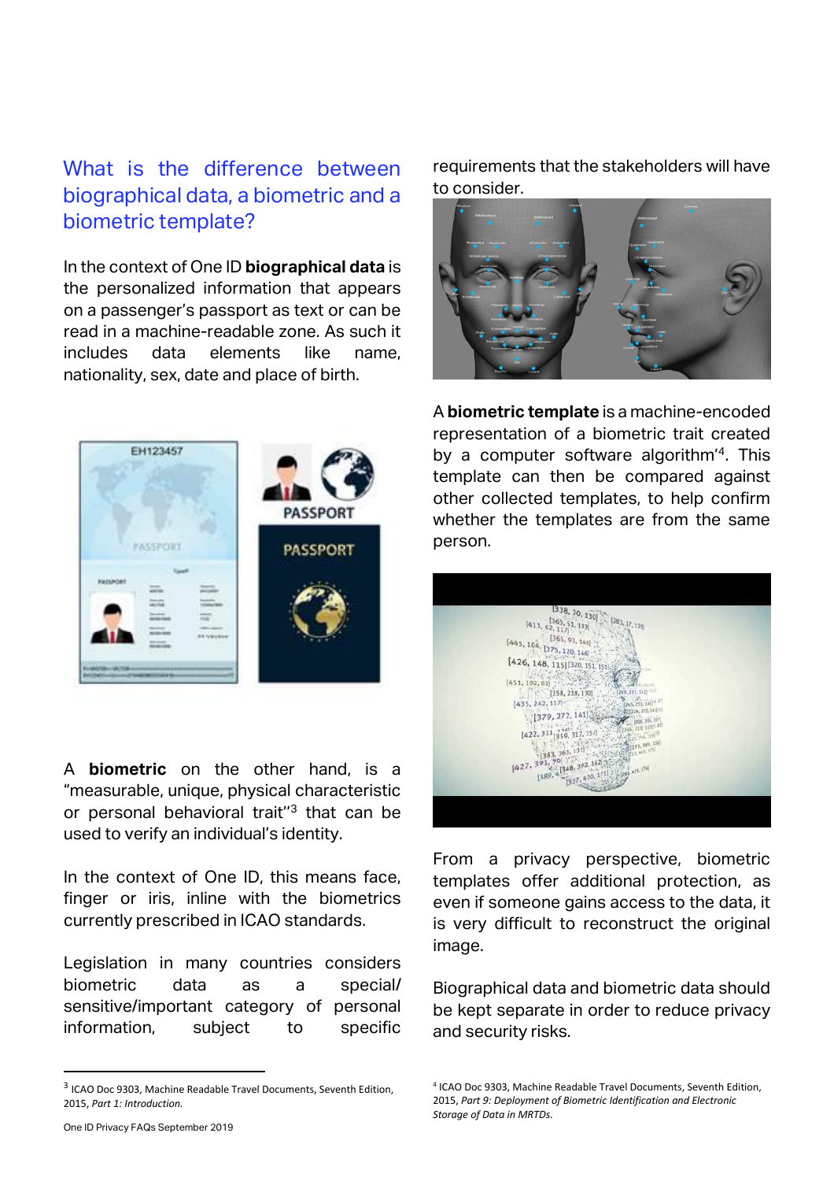## What is the difference between biographical data, a biometric and a biometric template?

In the context of One ID **biographical data** is the personalized information that appears on a passenger's passport as text or can be read in a machine-readable zone. As such it includes data elements like name, nationality, sex, date and place of birth.

A **biometric** on the other hand, is a "measurable, unique, physical characteristic or personal behavioral trait"[3] that can be used to verify an individual's identity.

In the context of One ID, this means face, finger or iris, inline with the biometrics currently prescribed in ICAO standards.

Legislation in many countries considers biometric data as a special/ sensitive/important category of personal information, subject to specific requirements that the stakeholders will have to consider.

A **biometric template** is a machine-encoded representation of a biometric trait created by a computer software algorithm'[4]. This template can then be compared against other collected templates, to help confirm whether the templates are from the same person.

From a privacy perspective, biometric templates offer additional protection, as even if someone gains access to the data, it is very difficult to reconstruct the original image.

Biographical data and biometric data should be kept separate in order to reduce privacy and security risks.

---

[3] ICAO Doc 9303, Machine Readable Travel Documents, Seventh Edition, 2015, *Part 1: Introduction.*

[4] ICAO Doc 9303, Machine Readable Travel Documents, Seventh Edition, 2015, *Part 9: Deployment of Biometric Identification and Electronic Storage of Data in MRTDs.*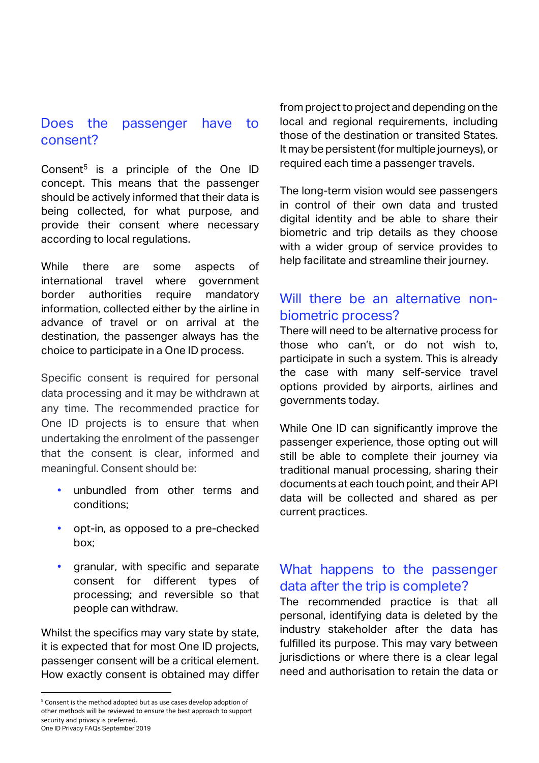## Does the passenger have to consent?

Consent[5] is a principle of the One ID concept. This means that the passenger should be actively informed that their data is being collected, for what purpose, and provide their consent where necessary according to local regulations.

While there are some aspects of international travel where government border authorities require mandatory information, collected either by the airline in advance of travel or on arrival at the destination, the passenger always has the choice to participate in a One ID process.

Specific consent is required for personal data processing and it may be withdrawn at any time. The recommended practice for One ID projects is to ensure that when undertaking the enrolment of the passenger that the consent is clear, informed and meaningful. Consent should be:

- unbundled from other terms and conditions;
- opt-in, as opposed to a pre-checked box;
- granular, with specific and separate consent for different types of processing; and reversible so that people can withdraw.

Whilst the specifics may vary state by state, it is expected that for most One ID projects, passenger consent will be a critical element. How exactly consent is obtained may differ from project to project and depending on the local and regional requirements, including those of the destination or transited States. It may be persistent (for multiple journeys), or required each time a passenger travels.

The long-term vision would see passengers in control of their own data and trusted digital identity and be able to share their biometric and trip details as they choose with a wider group of service provides to help facilitate and streamline their journey.

## Will there be an alternative non-biometric process?

There will need to be alternative process for those who can't, or do not wish to, participate in such a system. This is already the case with many self-service travel options provided by airports, airlines and governments today.

While One ID can significantly improve the passenger experience, those opting out will still be able to complete their journey via traditional manual processing, sharing their documents at each touch point, and their API data will be collected and shared as per current practices.

## What happens to the passenger data after the trip is complete?

The recommended practice is that all personal, identifying data is deleted by the industry stakeholder after the data has fulfilled its purpose. This may vary between jurisdictions or where there is a clear legal need and authorisation to retain the data or

---

[5] Consent is the method adopted but as use cases develop adoption of other methods will be reviewed to ensure the best approach to support security and privacy is preferred.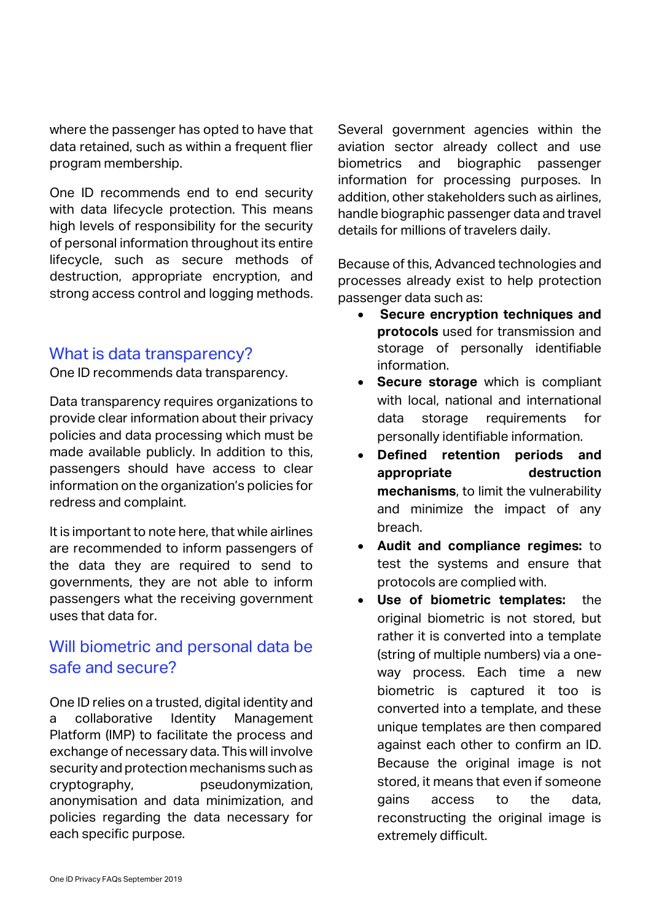where the passenger has opted to have that data retained, such as within a frequent flier program membership.

One ID recommends end to end security with data lifecycle protection. This means high levels of responsibility for the security of personal information throughout its entire lifecycle, such as secure methods of destruction, appropriate encryption, and strong access control and logging methods.

## What is data transparency?

One ID recommends data transparency.

Data transparency requires organizations to provide clear information about their privacy policies and data processing which must be made available publicly. In addition to this, passengers should have access to clear information on the organization's policies for redress and complaint.

It is important to note here, that while airlines are recommended to inform passengers of the data they are required to send to governments, they are not able to inform passengers what the receiving government uses that data for.

## Will biometric and personal data be safe and secure?

One ID relies on a trusted, digital identity and a collaborative Identity Management Platform (IMP) to facilitate the process and exchange of necessary data. This will involve security and protection mechanisms such as cryptography, pseudonymization, anonymisation and data minimization, and policies regarding the data necessary for each specific purpose.

Several government agencies within the aviation sector already collect and use biometrics and biographic passenger information for processing purposes. In addition, other stakeholders such as airlines, handle biographic passenger data and travel details for millions of travelers daily.

Because of this, Advanced technologies and processes already exist to help protection passenger data such as:

- **Secure encryption techniques and protocols** used for transmission and storage of personally identifiable information.
- **Secure storage** which is compliant with local, national and international data storage requirements for personally identifiable information.
- **Defined retention periods and appropriate destruction mechanisms**, to limit the vulnerability and minimize the impact of any breach.
- **Audit and compliance regimes:** to test the systems and ensure that protocols are complied with.
- **Use of biometric templates:** the original biometric is not stored, but rather it is converted into a template (string of multiple numbers) via a one-way process. Each time a new biometric is captured it too is converted into a template, and these unique templates are then compared against each other to confirm an ID. Because the original image is not stored, it means that even if someone gains access to the data, reconstructing the original image is extremely difficult.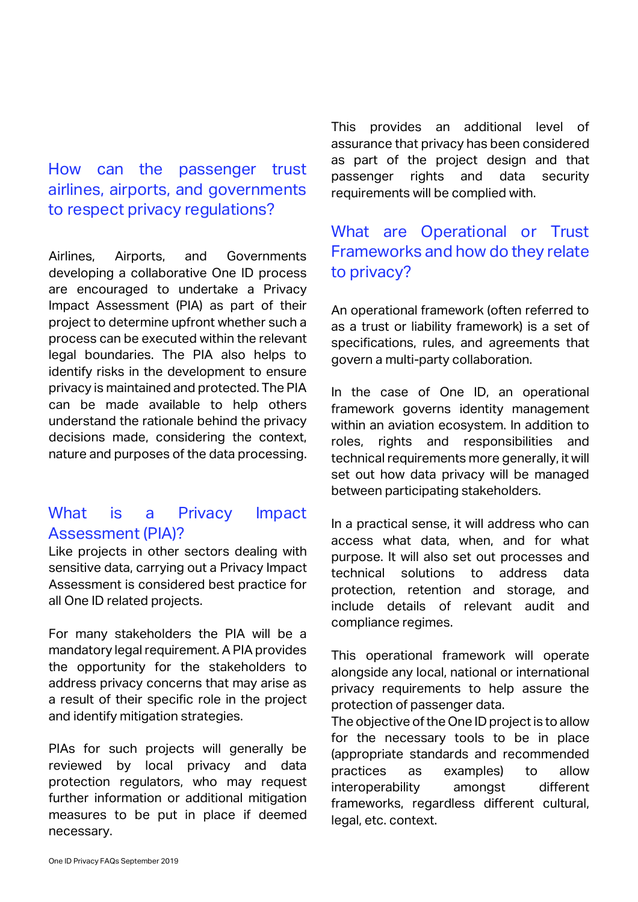## How can the passenger trust airlines, airports, and governments to respect privacy regulations?

Airlines, Airports, and Governments developing a collaborative One ID process are encouraged to undertake a Privacy Impact Assessment (PIA) as part of their project to determine upfront whether such a process can be executed within the relevant legal boundaries. The PIA also helps to identify risks in the development to ensure privacy is maintained and protected. The PIA can be made available to help others understand the rationale behind the privacy decisions made, considering the context, nature and purposes of the data processing.

## What is a Privacy Impact Assessment (PIA)?

Like projects in other sectors dealing with sensitive data, carrying out a Privacy Impact Assessment is considered best practice for all One ID related projects.

For many stakeholders the PIA will be a mandatory legal requirement. A PIA provides the opportunity for the stakeholders to address privacy concerns that may arise as a result of their specific role in the project and identify mitigation strategies.

PIAs for such projects will generally be reviewed by local privacy and data protection regulators, who may request further information or additional mitigation measures to be put in place if deemed necessary.

This provides an additional level of assurance that privacy has been considered as part of the project design and that passenger rights and data security requirements will be complied with.

## What are Operational or Trust Frameworks and how do they relate to privacy?

An operational framework (often referred to as a trust or liability framework) is a set of specifications, rules, and agreements that govern a multi-party collaboration.

In the case of One ID, an operational framework governs identity management within an aviation ecosystem. In addition to roles, rights and responsibilities and technical requirements more generally, it will set out how data privacy will be managed between participating stakeholders.

In a practical sense, it will address who can access what data, when, and for what purpose. It will also set out processes and technical solutions to address data protection, retention and storage, and include details of relevant audit and compliance regimes.

This operational framework will operate alongside any local, national or international privacy requirements to help assure the protection of passenger data.
The objective of the One ID project is to allow for the necessary tools to be in place (appropriate standards and recommended practices as examples) to allow interoperability amongst different frameworks, regardless different cultural, legal, etc. context.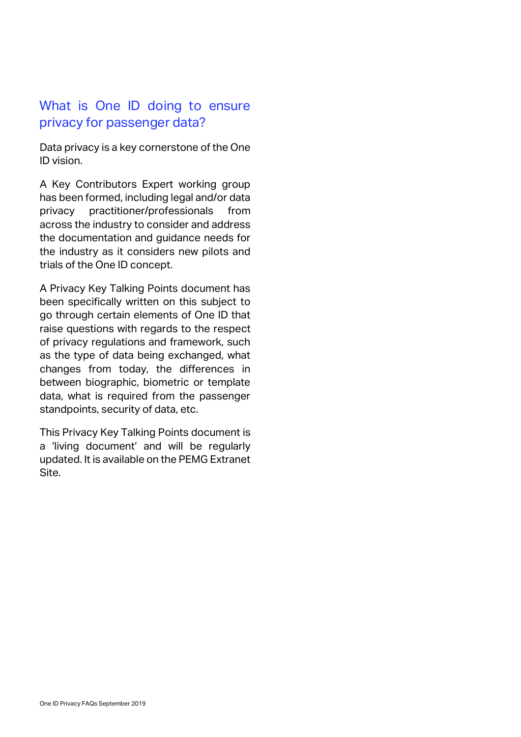## What is One ID doing to ensure privacy for passenger data?

Data privacy is a key cornerstone of the One ID vision.

A Key Contributors Expert working group has been formed, including legal and/or data privacy practitioner/professionals from across the industry to consider and address the documentation and guidance needs for the industry as it considers new pilots and trials of the One ID concept.

A Privacy Key Talking Points document has been specifically written on this subject to go through certain elements of One ID that raise questions with regards to the respect of privacy regulations and framework, such as the type of data being exchanged, what changes from today, the differences in between biographic, biometric or template data, what is required from the passenger standpoints, security of data, etc.

This Privacy Key Talking Points document is a 'living document' and will be regularly updated. It is available on the PEMG Extranet Site.